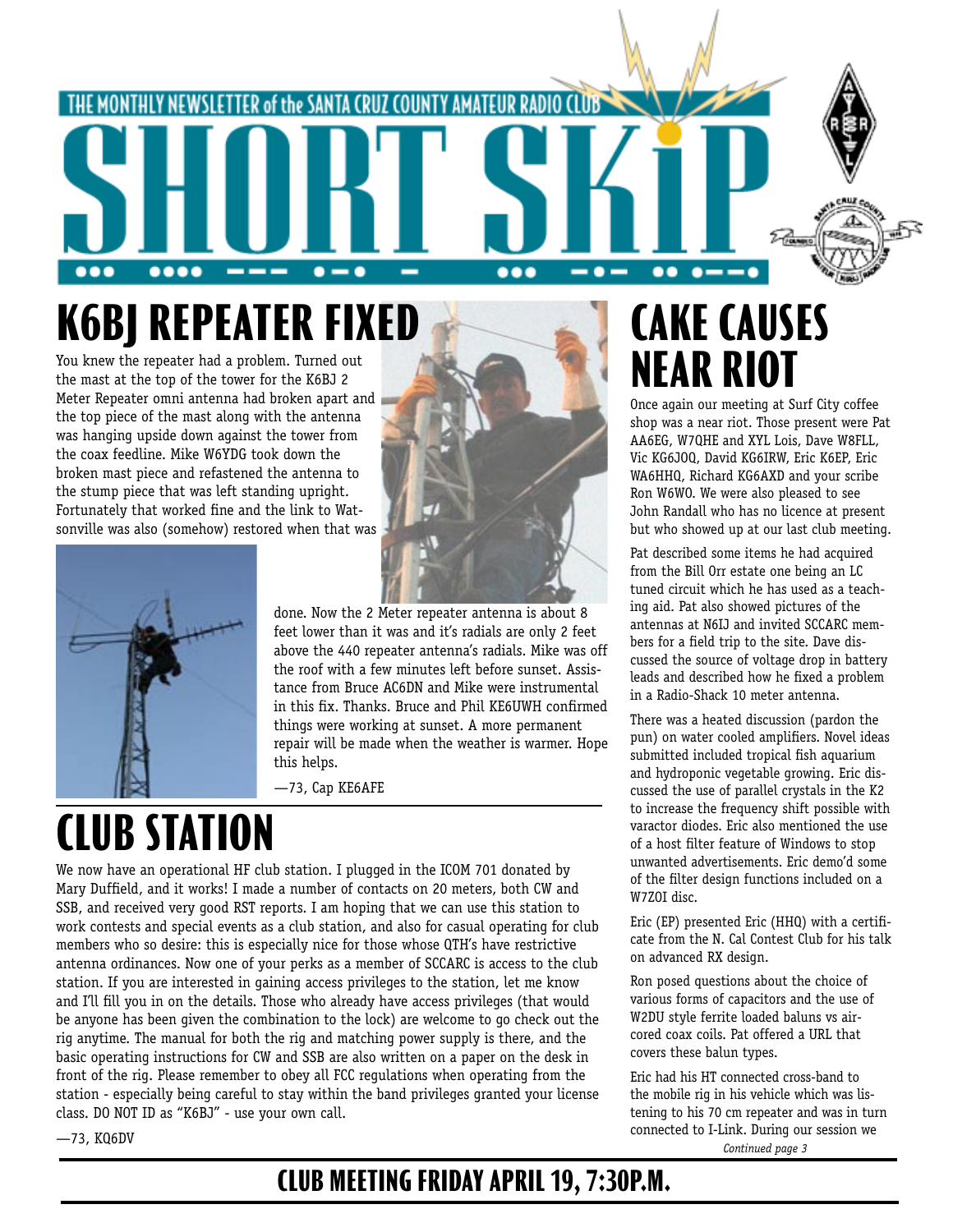THE MONTHLY NEWSLETTER of the SANTA CRUZ COUNTY AMATEUR RADIO CLUB

# SHORT SKIP

## K6BJ REPEATER FIXED

You knew the repeater had a problem. Turned out the mast at the top of the tower for the K6BJ 2 Meter Repeater omni antenna had broken apart and the top piece of the mast along with the antenna was hanging upside down against the tower from the coax feedline. Mike W6YDG took down the broken mast piece and refastened the antenna to the stump piece that was left standing upright. Fortunately that worked fine and the link to Watsonville was also (somehow) restored when that was done. Now the 2 Meter repeater antenna is about 8 feet lower than it was and it's radials are only 2 feet above the 440 repeater antenna's radials. Mike was off the roof with a few minutes left before sunset. Assistance from Bruce AC6DN and Mike were instrumental in this fix. Thanks. Bruce and Phil KE6UWH confirmed things were working at sunset. A more permanent repair will be made when the weather is warmer. Hope this helps.

—73, Cap KE6AFE

## CLUB STATION

We now have an operational HF club station. I plugged in the ICOM 701 donated by Mary Duffield, and it works! I made a number of contacts on 20 meters, both CW and SSB, and received very good RST reports. I am hoping that we can use this station to work contests and special events as a club station, and also for casual operating for club members who so desire: this is especially nice for those whose QTH's have restrictive antenna ordinances. Now one of your perks as a member of SCCARC is access to the club station. If you are interested in gaining access privileges to the station, let me know and I'll fill you in on the details. Those who already have access privileges (that would be anyone has been given the combination to the lock) are welcome to go check out the rig anytime. The manual for both the rig and matching power supply is there, and the basic operating instructions for CW and SSB are also written on a paper on the desk in front of the rig. Please remember to obey all FCC regulations when operating from the station - especially being careful to stay within the band privileges granted your license class. DO NOT ID as "K6BJ" - use your own call.

—73, KQ6DV

## CAKE CAUSES NEAR RIOT

Once again our meeting at Surf City coffee shop was a near riot. Those present were Pat AA6EG, W7QHE and XYL Lois, Dave W8FLL, Vic KG6JOQ, David KG6IRW, Eric K6EP, Eric WA6HHQ, Richard KG6AXD and your scribe Ron W6WO. We were also pleased to see John Randall who has no licence at present but who showed up at our last club meeting.

Pat described some items he had acquired from the Bill Orr estate one being an LC tuned circuit which he has used as a teaching aid. Pat also showed pictures of the antennas at N6IJ and invited SCCARC members for a field trip to the site. Dave discussed the source of voltage drop in battery leads and described how he fixed a problem in a Radio-Shack 10 meter antenna.

There was a heated discussion (pardon the pun) on water cooled amplifiers. Novel ideas submitted included tropical fish aquarium and hydroponic vegetable growing. Eric discussed the use of parallel crystals in the K2 to increase the frequency shift possible with varactor diodes. Eric also mentioned the use of a host filter feature of Windows to stop unwanted advertisements. Eric demo'd some of the filter design functions included on a W7ZOI disc.

Eric (EP) presented Eric (HHQ) with a certificate from the N. Cal Contest Club for his talk on advanced RX design.

Ron posed questions about the choice of various forms of capacitors and the use of W2DU style ferrite loaded baluns vs air-cored coax coils. Pat offered a URL that covers these balun types.

Eric had his HT connected cross-band to the mobile rig in his vehicle which was listening to his 70 cm repeater and was in turn connected to I-Link. During our session we

*Continued page 3*

**CLUB MEETING FRIDAY APRIL 19, 7:30P.M.**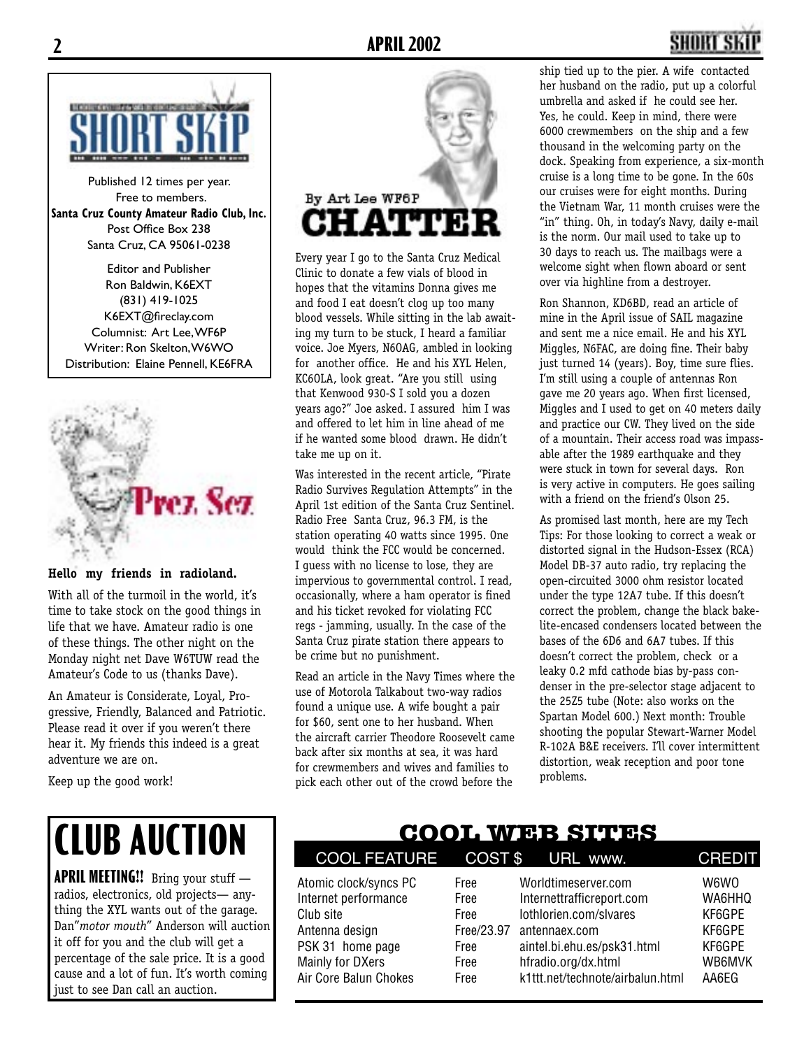Published 12 times per year.
Free to members.
**Santa Cruz County Amateur Radio Club, Inc.**
Post Office Box 238
Santa Cruz, CA 95061-0238

Editor and Publisher
Ron Baldwin, K6EXT
(831) 419-1025
K6EXT@fireclay.com
Columnist: Art Lee, WF6P
Writer: Ron Skelton, W6WO
Distribution: Elaine Pennell, KE6FRA

## Prez. Sez.

**Hello my friends in radioland.**

With all of the turmoil in the world, it's time to take stock on the good things in life that we have. Amateur radio is one of these things. The other night on the Monday night net Dave W6TUW read the Amateur's Code to us (thanks Dave).

An Amateur is Considerate, Loyal, Progressive, Friendly, Balanced and Patriotic. Please read it over if you weren't there hear it. My friends this indeed is a great adventure we are on.

Keep up the good work!

## CHATTER

By Art Lee WF6P

Every year I go to the Santa Cruz Medical Clinic to donate a few vials of blood in hopes that the vitamins Donna gives me and food I eat doesn't clog up too many blood vessels. While sitting in the lab awaiting my turn to be stuck, I heard a familiar voice. Joe Myers, N6OAG, ambled in looking for another office. He and his XYL Helen, KC6OLA, look great. "Are you still using that Kenwood 930-S I sold you a dozen years ago?" Joe asked. I assured him I was and offered to let him in line ahead of me if he wanted some blood drawn. He didn't take me up on it.

Was interested in the recent article, "Pirate Radio Survives Regulation Attempts" in the April 1st edition of the Santa Cruz Sentinel. Radio Free Santa Cruz, 96.3 FM, is the station operating 40 watts since 1995. One would think the FCC would be concerned. I guess with no license to lose, they are impervious to governmental control. I read, occasionally, where a ham operator is fined and his ticket revoked for violating FCC regs - jamming, usually. In the case of the Santa Cruz pirate station there appears to be crime but no punishment.

Read an article in the Navy Times where the use of Motorola Talkabout two-way radios found a unique use. A wife bought a pair for $60, sent one to her husband. When the aircraft carrier Theodore Roosevelt came back after six months at sea, it was hard for crewmembers and wives and families to pick each other out of the crowd before the ship tied up to the pier. A wife contacted her husband on the radio, put up a colorful umbrella and asked if he could see her. Yes, he could. Keep in mind, there were 6000 crewmembers on the ship and a few thousand in the welcoming party on the dock. Speaking from experience, a six-month cruise is a long time to be gone. In the 60s our cruises were for eight months. During the Vietnam War, 11 month cruises were the "in" thing. Oh, in today's Navy, daily e-mail is the norm. Our mail used to take up to 30 days to reach us. The mailbags were a welcome sight when flown aboard or sent over via highline from a destroyer.

Ron Shannon, KD6BD, read an article of mine in the April issue of SAIL magazine and sent me a nice email. He and his XYL Miggles, N6FAC, are doing fine. Their baby just turned 14 (years). Boy, time sure flies. I'm still using a couple of antennas Ron gave me 20 years ago. When first licensed, Miggles and I used to get on 40 meters daily and practice our CW. They lived on the side of a mountain. Their access road was impassable after the 1989 earthquake and they were stuck in town for several days. Ron is very active in computers. He goes sailing with a friend on the friend's Olson 25.

As promised last month, here are my Tech Tips: For those looking to correct a weak or distorted signal in the Hudson-Essex (RCA) Model DB-37 auto radio, try replacing the open-circuited 3000 ohm resistor located under the type 12A7 tube. If this doesn't correct the problem, change the black bakelite-encased condensers located between the bases of the 6D6 and 6A7 tubes. If this doesn't correct the problem, check or a leaky 0.2 mfd cathode bias by-pass condenser in the pre-selector stage adjacent to the 25Z5 tube (Note: also works on the Spartan Model 600.) Next month: Trouble shooting the popular Stewart-Warner Model R-102A B&E receivers. I'll cover intermittent distortion, weak reception and poor tone problems.

# CLUB AUCTION

**APRIL MEETING!!** Bring your stuff — radios, electronics, old projects— anything the XYL wants out of the garage. Dan"*motor mouth*" Anderson will auction it off for you and the club will get a percentage of the sale price. It is a good cause and a lot of fun. It's worth coming just to see Dan call an auction.

## COOL WEB SITES

| COOL FEATURE | COST $ | URL www. | CREDIT |
|---|---|---|---|
| Atomic clock/syncs PC | Free | Worldtimeserver.com | W6WO |
| Internet performance | Free | Internettrafficreport.com | WA6HHQ |
| Club site | Free | lothlorien.com/slvares | KF6GPE |
| Antenna design | Free/23.97 | antennaex.com | KF6GPE |
| PSK 31 home page | Free | aintel.bi.ehu.es/psk31.html | KF6GPE |
| Mainly for DXers | Free | hfradio.org/dx.html | WB6MVK |
| Air Core Balun Chokes | Free | k1ttt.net/technote/airbalun.html | AA6EG |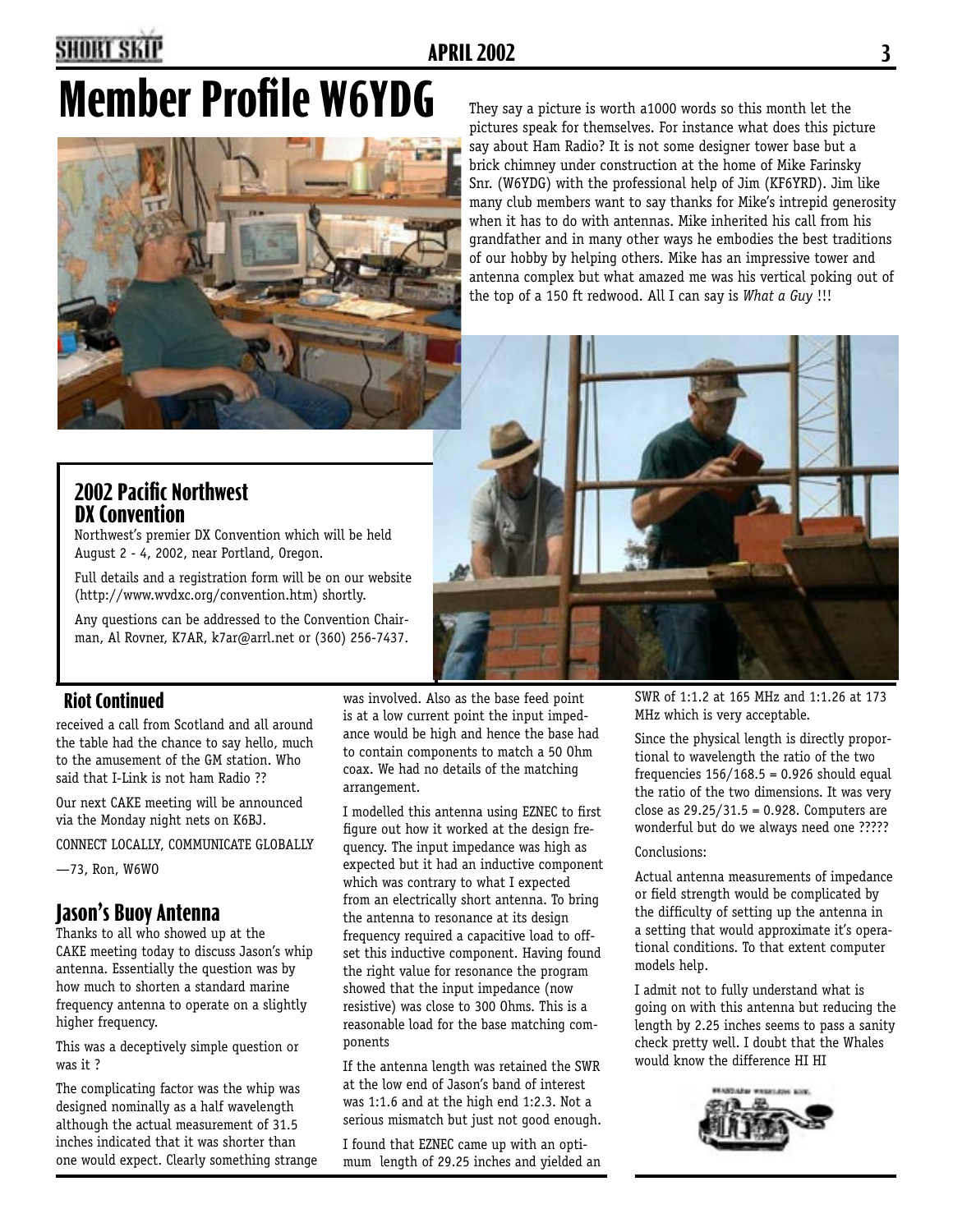# Member Profile W6YDG

They say a picture is worth a1000 words so this month let the pictures speak for themselves. For instance what does this picture say about Ham Radio? It is not some designer tower base but a brick chimney under construction at the home of Mike Farinsky Snr. (W6YDG) with the professional help of Jim (KF6YRD). Jim like many club members want to say thanks for Mike's intrepid generosity when it has to do with antennas. Mike inherited his call from his grandfather and in many other ways he embodies the best traditions of our hobby by helping others. Mike has an impressive tower and antenna complex but what amazed me was his vertical poking out of the top of a 150 ft redwood. All I can say is *What a Guy* !!!

## 2002 Pacific Northwest DX Convention

Northwest's premier DX Convention which will be held August 2 - 4, 2002, near Portland, Oregon.

Full details and a registration form will be on our website (http://www.wvdxc.org/convention.htm) shortly.

Any questions can be addressed to the Convention Chairman, Al Rovner, K7AR, k7ar@arrl.net or (360) 256-7437.

## Riot Continued

received a call from Scotland and all around the table had the chance to say hello, much to the amusement of the GM station. Who said that I-Link is not ham Radio ??

Our next CAKE meeting will be announced via the Monday night nets on K6BJ.

CONNECT LOCALLY, COMMUNICATE GLOBALLY

—73, Ron, W6WO

## Jason's Buoy Antenna

Thanks to all who showed up at the CAKE meeting today to discuss Jason's whip antenna. Essentially the question was by how much to shorten a standard marine frequency antenna to operate on a slightly higher frequency.

This was a deceptively simple question or was it ?

The complicating factor was the whip was designed nominally as a half wavelength although the actual measurement of 31.5 inches indicated that it was shorter than one would expect. Clearly something strange was involved. Also as the base feed point is at a low current point the input impedance would be high and hence the base had to contain components to match a 50 Ohm coax. We had no details of the matching arrangement.

I modelled this antenna using EZNEC to first figure out how it worked at the design frequency. The input impedance was high as expected but it had an inductive component which was contrary to what I expected from an electrically short antenna. To bring the antenna to resonance at its design frequency required a capacitive load to offset this inductive component. Having found the right value for resonance the program showed that the input impedance (now resistive) was close to 300 Ohms. This is a reasonable load for the base matching components

If the antenna length was retained the SWR at the low end of Jason's band of interest was 1:1.6 and at the high end 1:2.3. Not a serious mismatch but just not good enough.

I found that EZNEC came up with an optimum length of 29.25 inches and yielded an SWR of 1:1.2 at 165 MHz and 1:1.26 at 173 MHz which is very acceptable.

Since the physical length is directly proportional to wavelength the ratio of the two frequencies 156/168.5 = 0.926 should equal the ratio of the two dimensions. It was very close as 29.25/31.5 = 0.928. Computers are wonderful but do we always need one ?????

Conclusions:

Actual antenna measurements of impedance or field strength would be complicated by the difficulty of setting up the antenna in a setting that would approximate it's operational conditions. To that extent computer models help.

I admit not to fully understand what is going on with this antenna but reducing the length by 2.25 inches seems to pass a sanity check pretty well. I doubt that the Whales would know the difference HI HI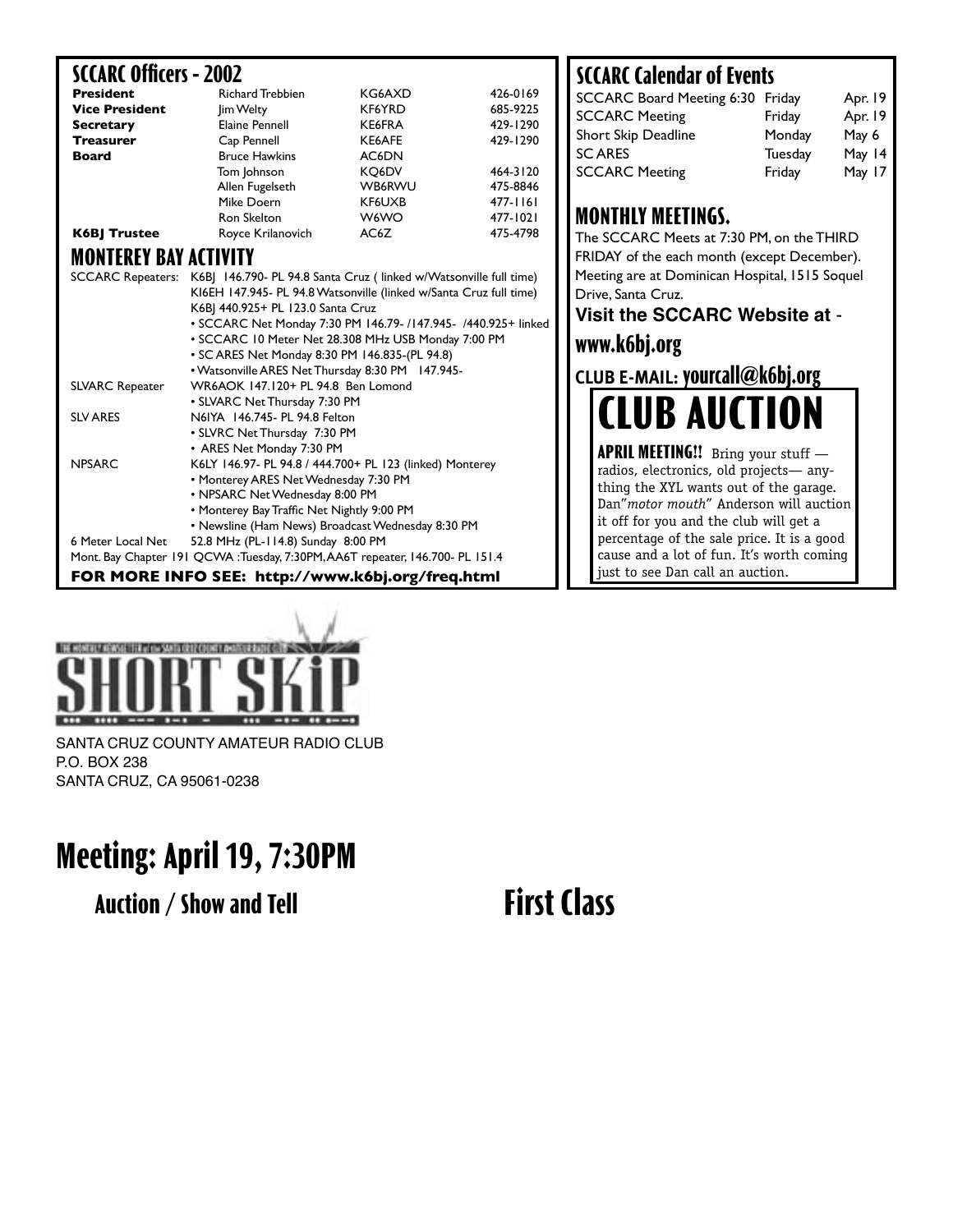## SCCARC Officers - 2002

| | | | |
|---|---|---|---|
| **President** | Richard Trebbien | KG6AXD | 426-0169 |
| **Vice President** | Jim Welty | KF6YRD | 685-9225 |
| **Secretary** | Elaine Pennell | KE6FRA | 429-1290 |
| **Treasurer** | Cap Pennell | KE6AFE | 429-1290 |
| **Board** | Bruce Hawkins | AC6DN | |
| | Tom Johnson | KQ6DV | 464-3120 |
| | Allen Fugelseth | WB6RWU | 475-8846 |
| | Mike Doern | KF6UXB | 477-1161 |
| | Ron Skelton | W6WO | 477-1021 |
| **K6BJ Trustee** | Royce Krilanovich | AC6Z | 475-4798 |

## MONTEREY BAY ACTIVITY

SCCARC Repeaters: K6BJ 146.790- PL 94.8 Santa Cruz ( linked w/Watsonville full time)
KI6EH 147.945- PL 94.8 Watsonville (linked w/Santa Cruz full time)
K6BJ 440.925+ PL 123.0 Santa Cruz
- SCCARC Net Monday 7:30 PM 146.79- /147.945- /440.925+ linked
- SCCARC 10 Meter Net 28.308 MHz USB Monday 7:00 PM
- SC ARES Net Monday 8:30 PM 146.835-(PL 94.8)
- Watsonville ARES Net Thursday 8:30 PM 147.945-

SLVARC Repeater: WR6AOK 147.120+ PL 94.8 Ben Lomond
- SLVARC Net Thursday 7:30 PM

SLV ARES: N6IYA 146.745- PL 94.8 Felton
- SLVRC Net Thursday 7:30 PM
- ARES Net Monday 7:30 PM

NPSARC: K6LY 146.97- PL 94.8 / 444.700+ PL 123 (linked) Monterey
- Monterey ARES Net Wednesday 7:30 PM
- NPSARC Net Wednesday 8:00 PM
- Monterey Bay Traffic Net Nightly 9:00 PM
- Newsline (Ham News) Broadcast Wednesday 8:30 PM

6 Meter Local Net: 52.8 MHz (PL-114.8) Sunday 8:00 PM

Mont. Bay Chapter 191 QCWA :Tuesday, 7:30PM, AA6T repeater, 146.700- PL 151.4

**FOR MORE INFO SEE: http://www.k6bj.org/freq.html**

## SCCARC Calendar of Events

| | | |
|---|---|---|
| SCCARC Board Meeting 6:30 | Friday | Apr. 19 |
| SCCARC Meeting | Friday | Apr. 19 |
| Short Skip Deadline | Monday | May 6 |
| SC ARES | Tuesday | May 14 |
| SCCARC Meeting | Friday | May 17 |

## MONTHLY MEETINGS.

The SCCARC Meets at 7:30 PM, on the THIRD FRIDAY of the each month (except December). Meeting are at Dominican Hospital, 1515 Soquel Drive, Santa Cruz.

**Visit the SCCARC Website at - www.k6bj.org**

**CLUB E-MAIL: yourcall@k6bj.org**

# CLUB AUCTION

**APRIL MEETING!!** Bring your stuff — radios, electronics, old projects— anything the XYL wants out of the garage. Dan"*motor mouth*" Anderson will auction it off for you and the club will get a percentage of the sale price. It is a good cause and a lot of fun. It's worth coming just to see Dan call an auction.

THE MONTHLY NEWSLETTER of the SANTA CRUZ COUNTY AMATEUR RADIO CLUB

SHORT SKIP

SANTA CRUZ COUNTY AMATEUR RADIO CLUB
P.O. BOX 238
SANTA CRUZ, CA 95061-0238

# Meeting: April 19, 7:30PM

## Auction / Show and Tell

## First Class